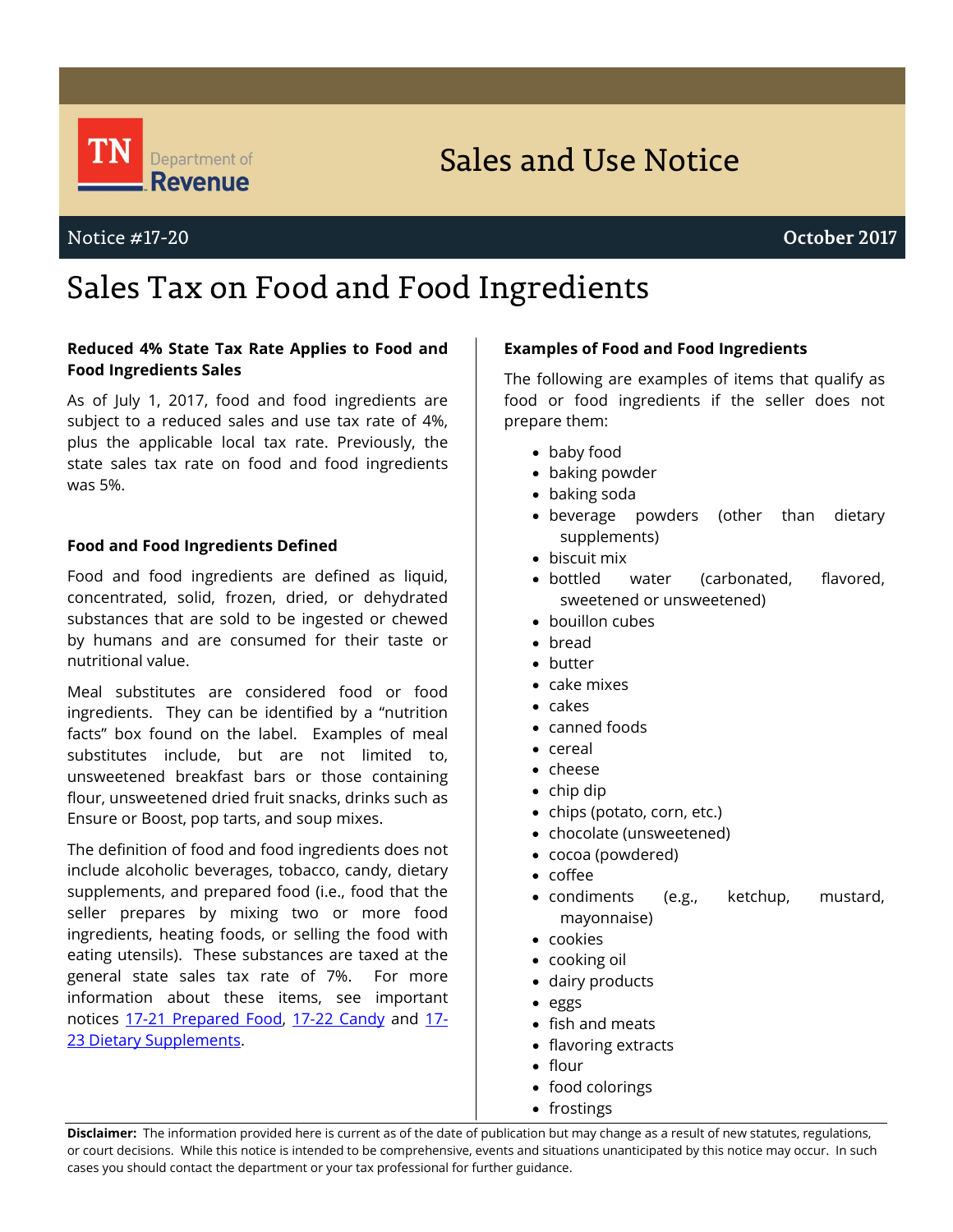TN Department of Revenue

# Sales and Use Notice

Notice #17-20 | October 2017

# Sales Tax on Food and Food Ingredients

### Reduced 4% State Tax Rate Applies to Food and Food Ingredients Sales

As of July 1, 2017, food and food ingredients are subject to a reduced sales and use tax rate of 4%, plus the applicable local tax rate. Previously, the state sales tax rate on food and food ingredients was 5%.

### Food and Food Ingredients Defined

Food and food ingredients are defined as liquid, concentrated, solid, frozen, dried, or dehydrated substances that are sold to be ingested or chewed by humans and are consumed for their taste or nutritional value.

Meal substitutes are considered food or food ingredients. They can be identified by a "nutrition facts" box found on the label. Examples of meal substitutes include, but are not limited to, unsweetened breakfast bars or those containing flour, unsweetened dried fruit snacks, drinks such as Ensure or Boost, pop tarts, and soup mixes.

The definition of food and food ingredients does not include alcoholic beverages, tobacco, candy, dietary supplements, and prepared food (i.e., food that the seller prepares by mixing two or more food ingredients, heating foods, or selling the food with eating utensils). These substances are taxed at the general state sales tax rate of 7%. For more information about these items, see important notices [17-21 Prepared Food](), [17-22 Candy]() and [17-23 Dietary Supplements]().

### Examples of Food and Food Ingredients

The following are examples of items that qualify as food or food ingredients if the seller does not prepare them:

- baby food
- baking powder
- baking soda
- beverage powders (other than dietary supplements)
- biscuit mix
- bottled water (carbonated, flavored, sweetened or unsweetened)
- bouillon cubes
- bread
- butter
- cake mixes
- cakes
- canned foods
- cereal
- cheese
- chip dip
- chips (potato, corn, etc.)
- chocolate (unsweetened)
- cocoa (powdered)
- coffee
- condiments (e.g., ketchup, mustard, mayonnaise)
- cookies
- cooking oil
- dairy products
- eggs
- fish and meats
- flavoring extracts
- flour
- food colorings
- frostings

**Disclaimer:** The information provided here is current as of the date of publication but may change as a result of new statutes, regulations, or court decisions. While this notice is intended to be comprehensive, events and situations unanticipated by this notice may occur. In such cases you should contact the department or your tax professional for further guidance.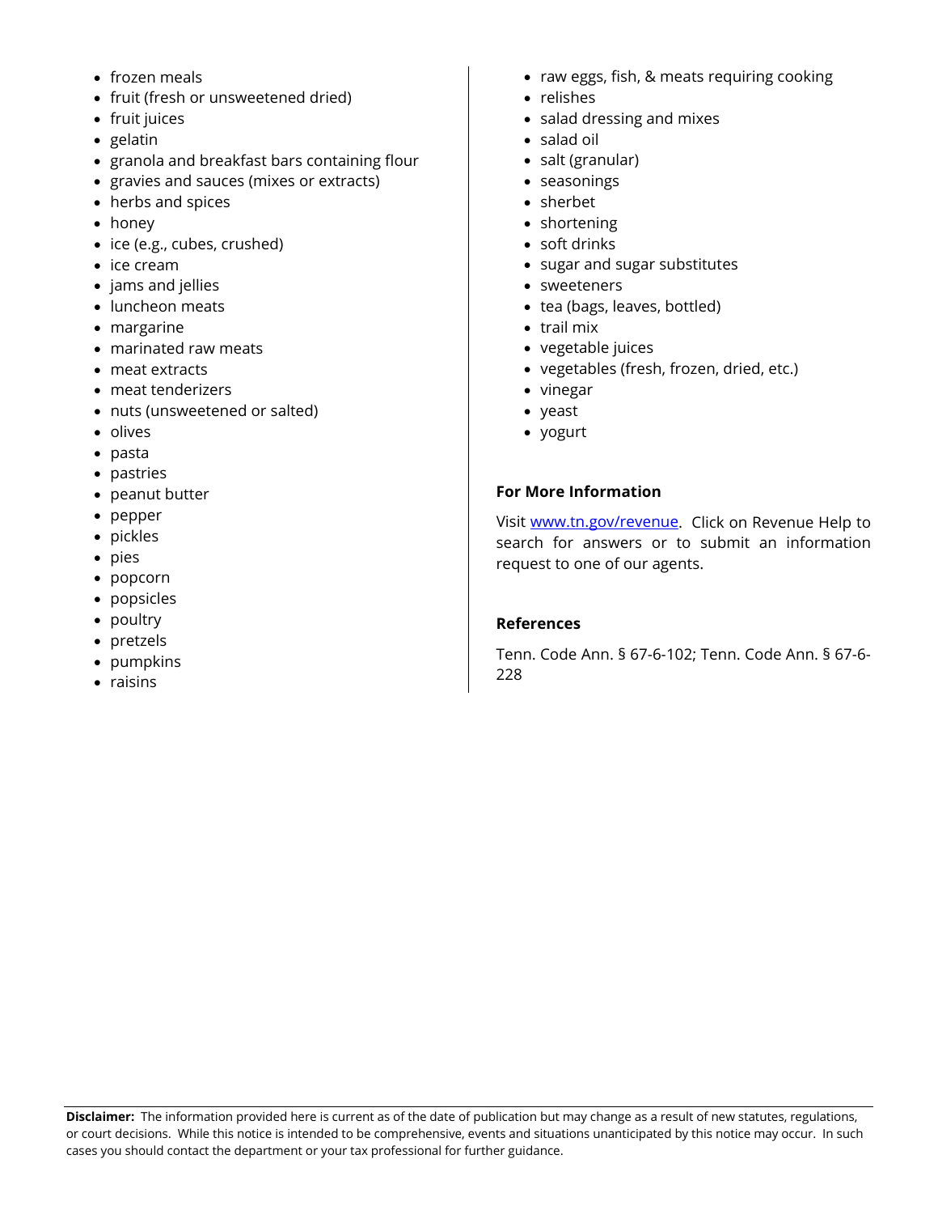- frozen meals
- fruit (fresh or unsweetened dried)
- fruit juices
- gelatin
- granola and breakfast bars containing flour
- gravies and sauces (mixes or extracts)
- herbs and spices
- honey
- ice (e.g., cubes, crushed)
- ice cream
- jams and jellies
- luncheon meats
- margarine
- marinated raw meats
- meat extracts
- meat tenderizers
- nuts (unsweetened or salted)
- olives
- pasta
- pastries
- peanut butter
- pepper
- pickles
- pies
- popcorn
- popsicles
- poultry
- pretzels
- pumpkins
- raisins
- raw eggs, fish, & meats requiring cooking
- relishes
- salad dressing and mixes
- salad oil
- salt (granular)
- seasonings
- sherbet
- shortening
- soft drinks
- sugar and sugar substitutes
- sweeteners
- tea (bags, leaves, bottled)
- trail mix
- vegetable juices
- vegetables (fresh, frozen, dried, etc.)
- vinegar
- yeast
- yogurt

**For More Information**

Visit [www.tn.gov/revenue](http://www.tn.gov/revenue). Click on Revenue Help to search for answers or to submit an information request to one of our agents.

**References**

Tenn. Code Ann. § 67-6-102; Tenn. Code Ann. § 67-6-228

**Disclaimer:** The information provided here is current as of the date of publication but may change as a result of new statutes, regulations, or court decisions. While this notice is intended to be comprehensive, events and situations unanticipated by this notice may occur. In such cases you should contact the department or your tax professional for further guidance.